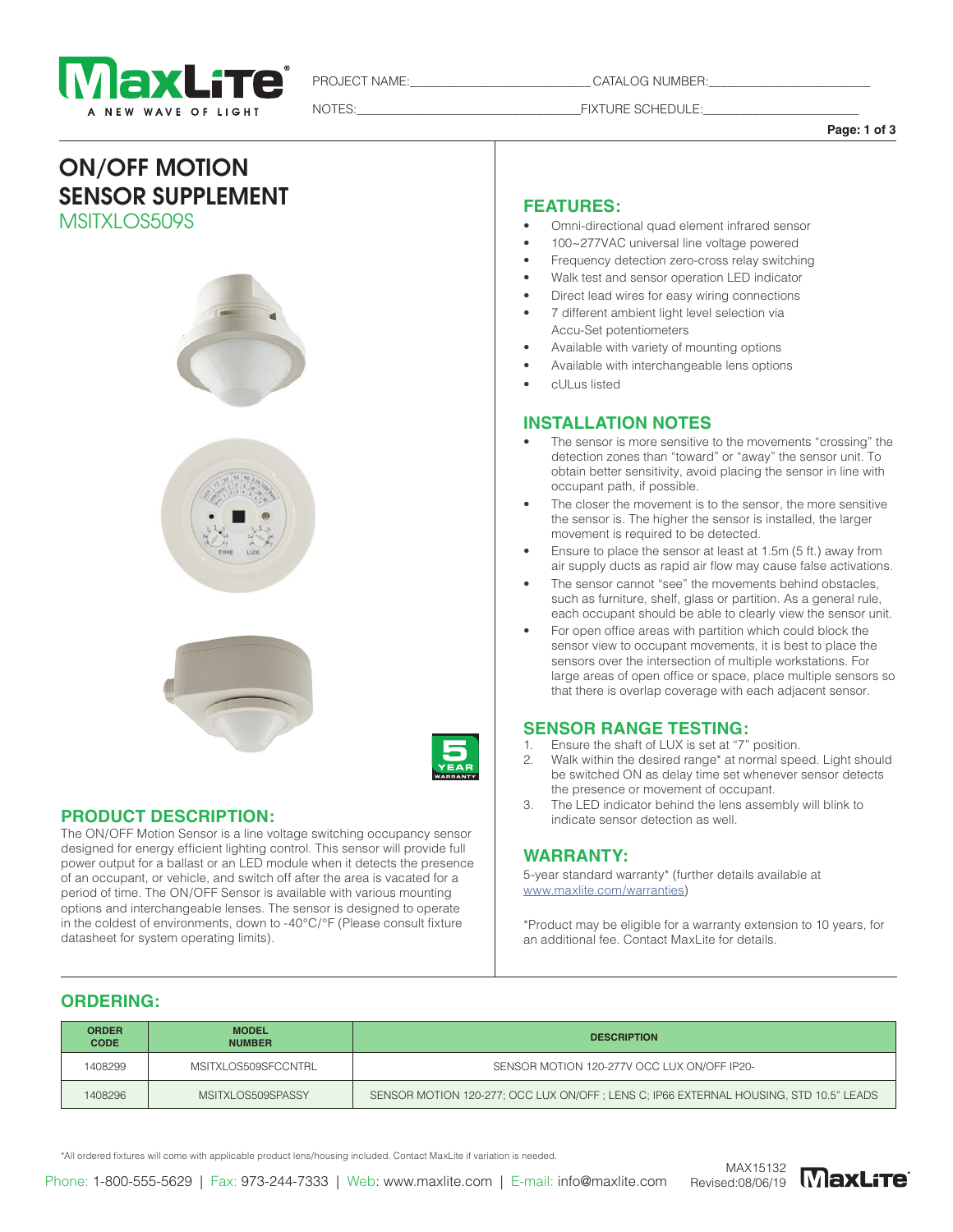PROJECT NAME:_________________________ CATALOG NUMBER:_______________________

NOTES:________________________________ FIXTURE SCHEDULE:_______________________

# ON/OFF MOTION SENSOR SUPPLEMENT

## MSITXLOS509S

## PRODUCT DESCRIPTION:

The ON/OFF Motion Sensor is a line voltage switching occupancy sensor designed for energy efficient lighting control. This sensor will provide full power output for a ballast or an LED module when it detects the presence of an occupant, or vehicle, and switch off after the area is vacated for a period of time. The ON/OFF Sensor is available with various mounting options and interchangeable lenses. The sensor is designed to operate in the coldest of environments, down to -40°C/°F (Please consult fixture datasheet for system operating limits).

## FEATURES:

- Omni-directional quad element infrared sensor
- 100~277VAC universal line voltage powered
- Frequency detection zero-cross relay switching
- Walk test and sensor operation LED indicator
- Direct lead wires for easy wiring connections
- 7 different ambient light level selection via Accu-Set potentiometers
- Available with variety of mounting options
- Available with interchangeable lens options
- cULus listed

## INSTALLATION NOTES

- The sensor is more sensitive to the movements "crossing" the detection zones than "toward" or "away" the sensor unit. To obtain better sensitivity, avoid placing the sensor in line with occupant path, if possible.
- The closer the movement is to the sensor, the more sensitive the sensor is. The higher the sensor is installed, the larger movement is required to be detected.
- Ensure to place the sensor at least at 1.5m (5 ft.) away from air supply ducts as rapid air flow may cause false activations.
- The sensor cannot "see" the movements behind obstacles, such as furniture, shelf, glass or partition. As a general rule, each occupant should be able to clearly view the sensor unit.
- For open office areas with partition which could block the sensor view to occupant movements, it is best to place the sensors over the intersection of multiple workstations. For large areas of open office or space, place multiple sensors so that there is overlap coverage with each adjacent sensor.

## SENSOR RANGE TESTING:

1. Ensure the shaft of LUX is set at "7" position.
2. Walk within the desired range* at normal speed. Light should be switched ON as delay time set whenever sensor detects the presence or movement of occupant.
3. The LED indicator behind the lens assembly will blink to indicate sensor detection as well.

## WARRANTY:

5-year standard warranty* (further details available at www.maxlite.com/warranties)

*Product may be eligible for a warranty extension to 10 years, for an additional fee. Contact MaxLite for details.

## ORDERING:

| ORDER CODE | MODEL NUMBER | DESCRIPTION |
|---|---|---|
| 1408299 | MSITXLOS509SFCCNTRL | SENSOR MOTION 120-277V OCC LUX ON/OFF IP20- |
| 1408296 | MSITXLOS509SPASSY | SENSOR MOTION 120-277; OCC LUX ON/OFF ; LENS C; IP66 EXTERNAL HOUSING, STD 10.5" LEADS |

*All ordered fixtures will come with applicable product lens/housing included. Contact MaxLite if variation is needed.

Phone: 1-800-555-5629 | Fax: 973-244-7333 | Web: www.maxlite.com | E-mail: info@maxlite.com

MAX15132
Revised:08/06/19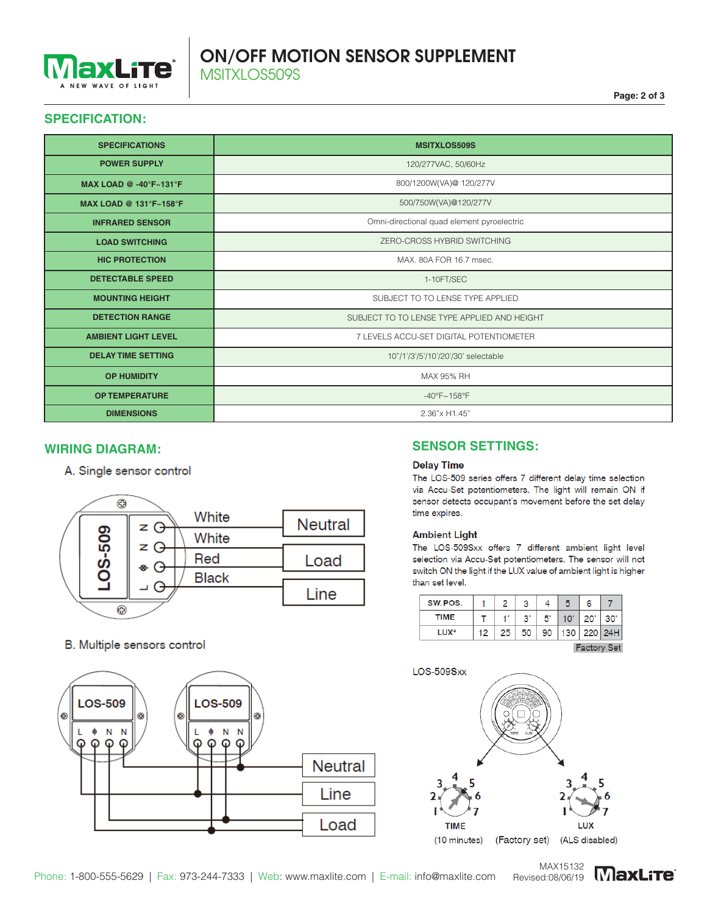# ON/OFF MOTION SENSOR SUPPLEMENT

## MSITXLOS509S

## SPECIFICATION:

| SPECIFICATIONS | MSITXLOS509S |
|---|---|
| POWER SUPPLY | 120/277VAC, 50/60Hz |
| MAX LOAD @ -40°F~131°F | 800/1200W(VA)@ 120/277V |
| MAX LOAD @ 131°F~158°F | 500/750W(VA)@120/277V |
| INFRARED SENSOR | Omni-directional quad element pyroelectric |
| LOAD SWITCHING | ZERO-CROSS HYBRID SWITCHING |
| HIC PROTECTION | MAX. 80A FOR 16.7 msec. |
| DETECTABLE SPEED | 1-10FT/SEC |
| MOUNTING HEIGHT | SUBJECT TO TO LENSE TYPE APPLIED |
| DETECTION RANGE | SUBJECT TO TO LENSE TYPE APPLIED AND HEIGHT |
| AMBIENT LIGHT LEVEL | 7 LEVELS ACCU-SET DIGITAL POTENTIOMETER |
| DELAY TIME SETTING | 10"/1'/3'/5'/10'/20'/30' selectable |
| OP HUMIDITY | MAX 95% RH |
| OP TEMPERATURE | -40°F~158°F |
| DIMENSIONS | 2.36"x H1.45" |

## WIRING DIAGRAM:

A. Single sensor control

LOS-509: N — White — Neutral; N — White; Red — Load; L — Black — Line

B. Multiple sensors control

LOS-509 (L, N, N) — LOS-509 (L, N, N) — Neutral, Line, Load

## SENSOR SETTINGS:

### Delay Time

The LOS-509 series offers 7 different delay time selection via Accu-Set potentiometers. The light will remain ON if sensor detects occupant's movement before the set delay time expires.

### Ambient Light

The LOS-509Sxx offers 7 different ambient light level selection via Accu-Set potentiometers. The sensor will not switch ON the light if the LUX value of ambient light is higher than set level.

| SW. POS. | 1 | 2 | 3 | 4 | 5 | 6 | 7 |
|---|---|---|---|---|---|---|---|
| TIME | T | 1' | 3' | 5' | 10' | 20' | 30' |
| LUX* | 12 | 25 | 50 | 90 | 130 | 220 | 24H |

Factory Set

LOS-509Sxx

TIME (10 minutes) (Factory set) LUX (ALS disabled)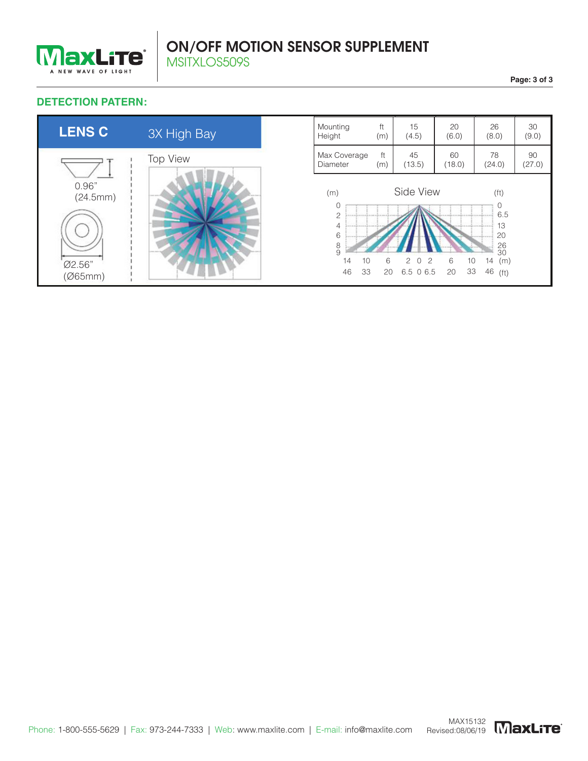## DETECTION PATERN:

**LENS C** 3X High Bay

0.96"
(24.5mm)

Ø2.56"
(Ø65mm)

Top View

| Mounting Height | ft (m) | 15 (4.5) | 20 (6.0) | 26 (8.0) | 30 (9.0) |
|---|---|---|---|---|---|
| Max Coverage Diameter | ft (m) | 45 (13.5) | 60 (18.0) | 78 (24.0) | 90 (27.0) |

Side View

(m)
0
2
4
6
8
9

(ft)
0
6.5
13
20
26
30

14 10 6 2 0 2 6 10 14 (m)
46 33 20 6.5 0 6.5 20 33 46 (ft)

Phone: 1-800-555-5629 | Fax: 973-244-7333 | Web: www.maxlite.com | E-mail: info@maxlite.com

MAX15132
Revised:08/06/19